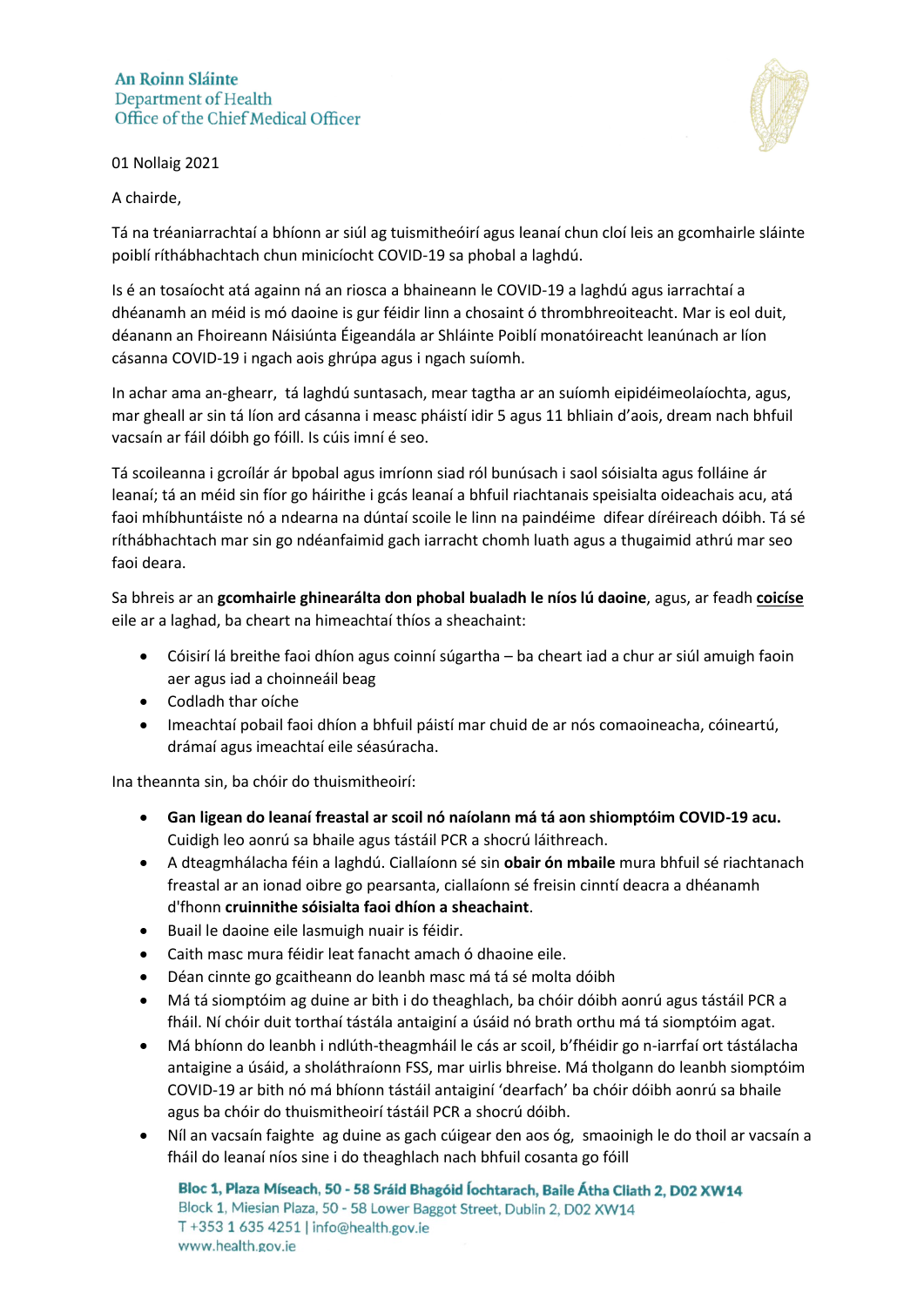An Roinn Sláinte
Department of Health
Office of the Chief Medical Officer

01 Nollaig 2021

A chairde,

Tá na tréaniarrachtaí a bhíonn ar siúl ag tuismitheóirí agus leanaí chun cloí leis an gcomhairle sláinte poiblí ríthábhachtach chun minicíocht COVID-19 sa phobal a laghdú.

Is é an tosaíocht atá againn ná an riosca a bhaineann le COVID-19 a laghdú agus iarrachtaí a dhéanamh an méid is mó daoine is gur féidir linn a chosaint ó thrombhreoiteacht. Mar is eol duit, déanann an Fhoireann Náisiúnta Éigeandála ar Shláinte Poiblí monatóireacht leanúnach ar líon cásanna COVID-19 i ngach aois ghrúpa agus i ngach suíomh.

In achar ama an-ghearr, tá laghdú suntasach, mear tagtha ar an suíomh eipidéimeolaíochta, agus, mar gheall ar sin tá líon ard cásanna i measc pháistí idir 5 agus 11 bhliain d'aois, dream nach bhfuil vacsaín ar fáil dóibh go fóill. Is cúis imní é seo.

Tá scoileanna i gcroílár ár bpobal agus imríonn siad ról bunúsach i saol sóisialta agus folláine ár leanaí; tá an méid sin fíor go háirithe i gcás leanaí a bhfuil riachtanais speisialta oideachais acu, atá faoi mhíbhuntáiste nó a ndearna na dúntaí scoile le linn na paindéime difear díréireach dóibh. Tá sé ríthábhachtach mar sin go ndéanfaimid gach iarracht chomh luath agus a thugaimid athrú mar seo faoi deara.

Sa bhreis ar an **gcomhairle ghinearálta don phobal bualadh le níos lú daoine**, agus, ar feadh **coicíse** eile ar a laghad, ba cheart na himeachtaí thíos a sheachaint:

- Cóisirí lá breithe faoi dhíon agus coinní súgartha – ba cheart iad a chur ar siúl amuigh faoin aer agus iad a choinneáil beag
- Codladh thar oíche
- Imeachtaí pobail faoi dhíon a bhfuil páistí mar chuid de ar nós comaoineacha, cóineartú, drámaí agus imeachtaí eile séasúracha.

Ina theannta sin, ba chóir do thuismitheoirí:

- **Gan ligean do leanaí freastal ar scoil nó naíolann má tá aon shiomptóim COVID-19 acu.** Cuidigh leo aonrú sa bhaile agus tástáil PCR a shocrú láithreach.
- A dteagmhálacha féin a laghdú. Ciallaíonn sé sin **obair ón mbaile** mura bhfuil sé riachtanach freastal ar an ionad oibre go pearsanta, ciallaíonn sé freisin cinntí deacra a dhéanamh d'fhonn **cruinnithe sóisialta faoi dhíon a sheachaint**.
- Buail le daoine eile lasmuigh nuair is féidir.
- Caith masc mura féidir leat fanacht amach ó dhaoine eile.
- Déan cinnte go gcaitheann do leanbh masc má tá sé molta dóibh
- Má tá siomptóim ag duine ar bith i do theaghlach, ba chóir dóibh aonrú agus tástáil PCR a fháil. Ní chóir duit torthaí tástála antaiginí a úsáid nó brath orthu má tá siomptóim agat.
- Má bhíonn do leanbh i ndlúth-theagmháil le cás ar scoil, b'fhéidir go n-iarrfaí ort tástálacha antaigine a úsáid, a sholáthraíonn FSS, mar uirlis bhreise. Má tholgann do leanbh siomptóim COVID-19 ar bith nó má bhíonn tástáil antaiginí 'dearfach' ba chóir dóibh aonrú sa bhaile agus ba chóir do thuismitheoirí tástáil PCR a shocrú dóibh.
- Níl an vacsaín faighte ag duine as gach cúigear den aos óg, smaoinigh le do thoil ar vacsaín a fháil do leanaí níos sine i do theaghlach nach bhfuil cosanta go fóill

**Bloc 1, Plaza Míseach, 50 - 58 Sráid Bhagóid Íochtarach, Baile Átha Cliath 2, D02 XW14**
Block 1, Miesian Plaza, 50 - 58 Lower Baggot Street, Dublin 2, D02 XW14
T +353 1 635 4251 | info@health.gov.ie
www.health.gov.ie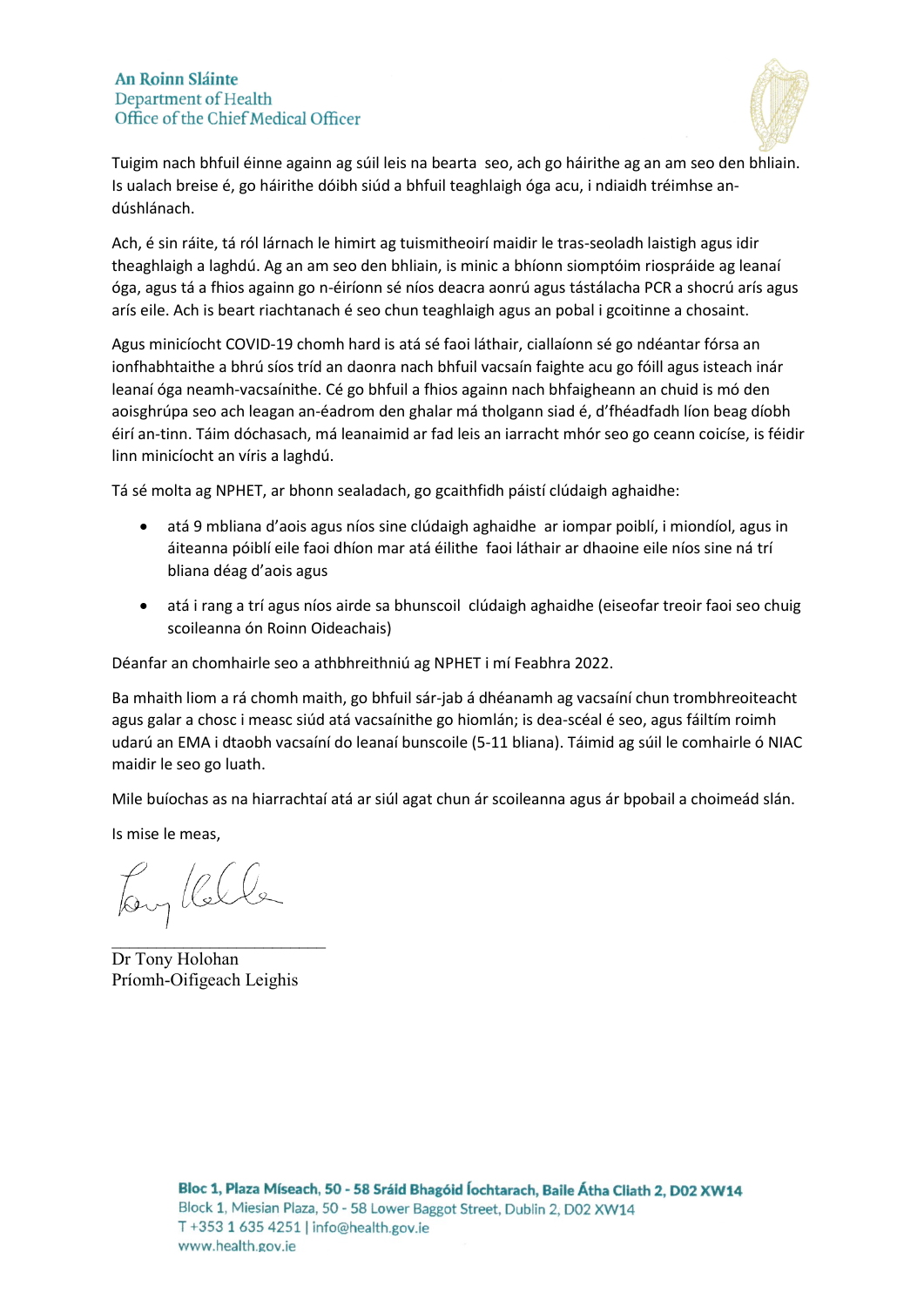Tuigim nach bhfuil éinne againn ag súil leis na bearta seo, ach go háirithe ag an am seo den bhliain. Is ualach breise é, go háirithe dóibh siúd a bhfuil teaghlaigh óga acu, i ndiaidh tréimhse an-dúshlánach.

Ach, é sin ráite, tá ról lárnach le himirt ag tuismitheoirí maidir le tras-seoladh laistigh agus idir theaghlaigh a laghdú. Ag an am seo den bhliain, is minic a bhíonn siomptóim riospráide ag leanaí óga, agus tá a fhios againn go n-éiríonn sé níos deacra aonrú agus tástálacha PCR a shocrú arís agus arís eile. Ach is beart riachtanach é seo chun teaghlaigh agus an pobal i gcoitinne a chosaint.

Agus minicíocht COVID-19 chomh hard is atá sé faoi láthair, ciallaíonn sé go ndéantar fórsa an ionfhabhtaithe a bhrú síos tríd an daonra nach bhfuil vacsaín faighte acu go fóill agus isteach inár leanaí óga neamh-vacsaínithe. Cé go bhfuil a fhios againn nach bhfaigheann an chuid is mó den aoisghrúpa seo ach leagan an-éadrom den ghalar má tholgann siad é, d'fhéadfadh líon beag díobh éirí an-tinn. Táim dóchasach, má leanaimid ar fad leis an iarracht mhór seo go ceann coicíse, is féidir linn minicíocht an víris a laghdú.

Tá sé molta ag NPHET, ar bhonn sealadach, go gcaithfidh páistí clúdaigh aghaidhe:

- atá 9 mbliana d'aois agus níos sine clúdaigh aghaidhe ar iompar poiblí, i miondíol, agus in áiteanna póiblí eile faoi dhíon mar atá éilithe faoi láthair ar dhaoine eile níos sine ná trí bliana déag d'aois agus
- atá i rang a trí agus níos airde sa bhunscoil clúdaigh aghaidhe (eiseofar treoir faoi seo chuig scoileanna ón Roinn Oideachais)

Déanfar an chomhairle seo a athbhreithniú ag NPHET i mí Feabhra 2022.

Ba mhaith liom a rá chomh maith, go bhfuil sár-jab á dhéanamh ag vacsaíní chun trombhreoiteacht agus galar a chosc i measc siúd atá vacsaínithe go hiomlán; is dea-scéal é seo, agus fáiltím roimh udarú an EMA i dtaobh vacsaíní do leanaí bunscoile (5-11 bliana). Táimid ag súil le comhairle ó NIAC maidir le seo go luath.

Mile buíochas as na hiarrachtaí atá ar siúl agat chun ár scoileanna agus ár bpobail a choimeád slán.

Is mise le meas,

Dr Tony Holohan
Príomh-Oifigeach Leighis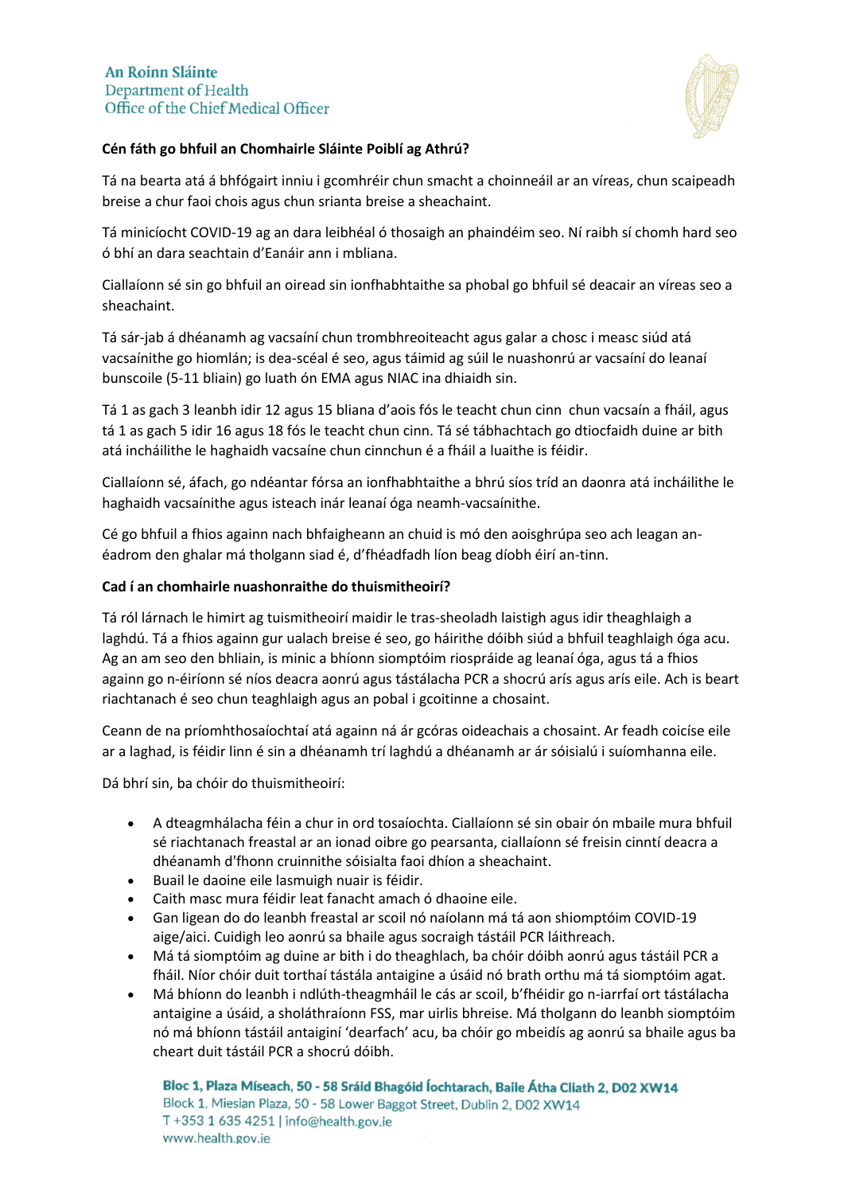**Cén fáth go bhfuil an Chomhairle Sláinte Poiblí ag Athrú?**

Tá na bearta atá á bhfógairt inniu i gcomhréir chun smacht a choinneáil ar an víreas, chun scaipeadh breise a chur faoi chois agus chun srianta breise a sheachaint.

Tá minicíocht COVID-19 ag an dara leibhéal ó thosaigh an phaindéim seo. Ní raibh sí chomh hard seo ó bhí an dara seachtain d'Eanáir ann i mbliana.

Ciallaíonn sé sin go bhfuil an oiread sin ionfhabhtaithe sa phobal go bhfuil sé deacair an víreas seo a sheachaint.

Tá sár-jab á dhéanamh ag vacsaíní chun trombhreoiteacht agus galar a chosc i measc siúd atá vacsaínithe go hiomlán; is dea-scéal é seo, agus táimid ag súil le nuashonrú ar vacsaíní do leanaí bunscoile (5-11 bliain) go luath ón EMA agus NIAC ina dhiaidh sin.

Tá 1 as gach 3 leanbh idir 12 agus 15 bliana d'aois fós le teacht chun cinn chun vacsaín a fháil, agus tá 1 as gach 5 idir 16 agus 18 fós le teacht chun cinn. Tá sé tábhachtach go dtiocfaidh duine ar bith atá incháilithe le haghaidh vacsaíne chun cinnchun é a fháil a luaithe is féidir.

Ciallaíonn sé, áfach, go ndéantar fórsa an ionfhabhtaithe a bhrú síos tríd an daonra atá incháilithe le haghaidh vacsaínithe agus isteach inár leanaí óga neamh-vacsaínithe.

Cé go bhfuil a fhios againn nach bhfaigheann an chuid is mó den aoisghrúpa seo ach leagan an-éadrom den ghalar má tholgann siad é, d'fhéadfadh líon beag díobh éirí an-tinn.

**Cad í an chomhairle nuashonraithe do thuismitheoirí?**

Tá ról lárnach le himirt ag tuismitheoirí maidir le tras-sheoladh laistigh agus idir theaghlaigh a laghdú. Tá a fhios againn gur ualach breise é seo, go háirithe dóibh siúd a bhfuil teaghlaigh óga acu. Ag an am seo den bhliain, is minic a bhíonn siomptóim riospráide ag leanaí óga, agus tá a fhios againn go n-éiríonn sé níos deacra aonrú agus tástálacha PCR a shocrú arís agus arís eile. Ach is beart riachtanach é seo chun teaghlaigh agus an pobal i gcoitinne a chosaint.

Ceann de na príomhthosaíochtaí atá againn ná ár gcóras oideachais a chosaint. Ar feadh coicíse eile ar a laghad, is féidir linn é sin a dhéanamh trí laghdú a dhéanamh ar ár sóisialú i suíomhanna eile.

Dá bhrí sin, ba chóir do thuismitheoirí:

- A dteagmhálacha féin a chur in ord tosaíochta. Ciallaíonn sé sin obair ón mbaile mura bhfuil sé riachtanach freastal ar an ionad oibre go pearsanta, ciallaíonn sé freisin cinntí deacra a dhéanamh d'fhonn cruinnithe sóisialta faoi dhíon a sheachaint.
- Buail le daoine eile lasmuigh nuair is féidir.
- Caith masc mura féidir leat fanacht amach ó dhaoine eile.
- Gan ligean do do leanbh freastal ar scoil nó naíolann má tá aon shiomptóim COVID-19 aige/aici. Cuidigh leo aonrú sa bhaile agus socraigh tástáil PCR láithreach.
- Má tá siomptóim ag duine ar bith i do theaghlach, ba chóir dóibh aonrú agus tástáil PCR a fháil. Níor chóir duit torthaí tástála antaigine a úsáid nó brath orthu má tá siomptóim agat.
- Má bhíonn do leanbh i ndlúth-theagmháil le cás ar scoil, b'fhéidir go n-iarrfaí ort tástálacha antaigine a úsáid, a sholáthraíonn FSS, mar uirlis bhreise. Má tholgann do leanbh siomptóim nó má bhíonn tástáil antaiginí 'dearfach' acu, ba chóir go mbeidís ag aonrú sa bhaile agus ba cheart duit tástáil PCR a shocrú dóibh.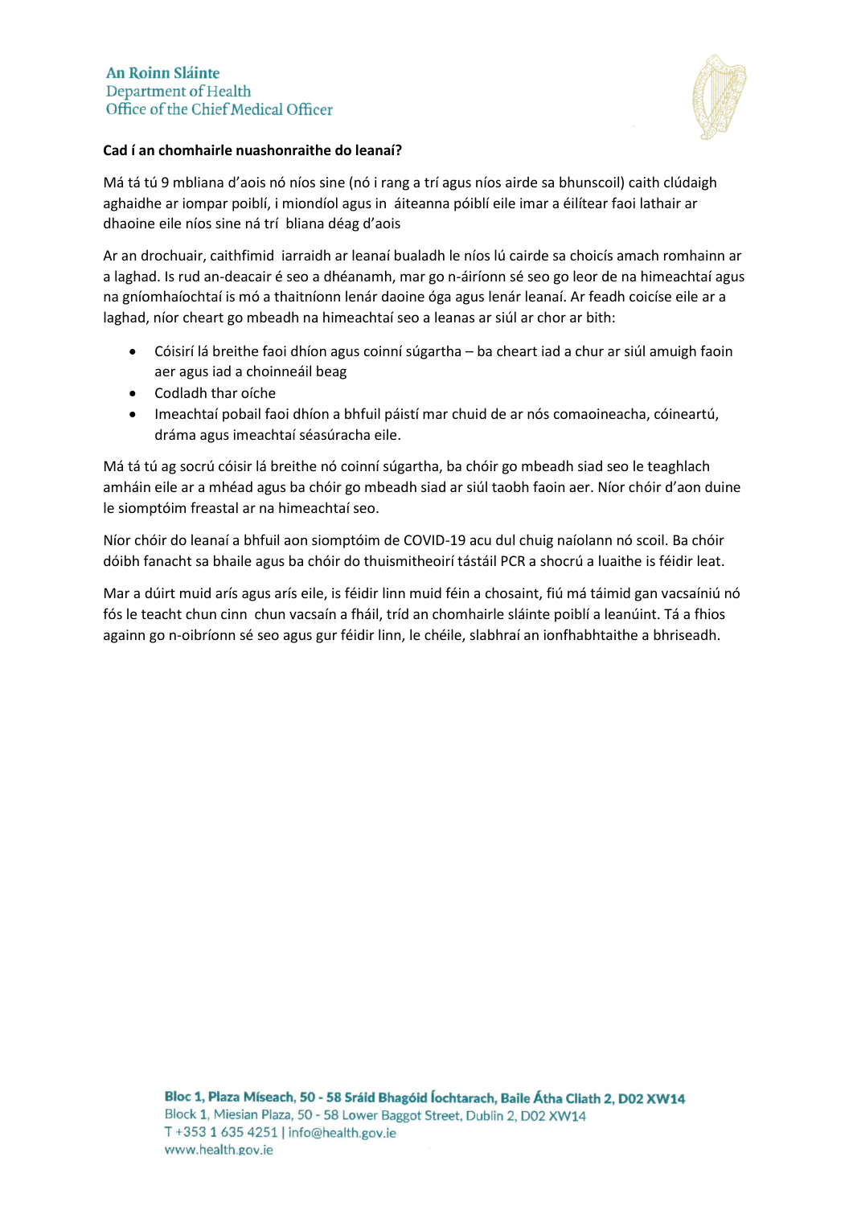An Roinn Sláinte
Department of Health
Office of the Chief Medical Officer

**Cad í an chomhairle nuashonraithe do leanaí?**

Má tá tú 9 mbliana d'aois nó níos sine (nó i rang a trí agus níos airde sa bhunscoil) caith clúdaigh aghaidhe ar iompar poiblí, i miondíol agus in áiteanna póiblí eile imar a éilítear faoi lathair ar dhaoine eile níos sine ná trí bliana déag d'aois

Ar an drochuair, caithfimid iarraidh ar leanaí bualadh le níos lú cairde sa choicís amach romhainn ar a laghad. Is rud an-deacair é seo a dhéanamh, mar go n-áiríonn sé seo go leor de na himeachtaí agus na gníomhaíochtaí is mó a thaitníonn lenár daoine óga agus lenár leanaí. Ar feadh coicíse eile ar a laghad, níor cheart go mbeadh na himeachtaí seo a leanas ar siúl ar chor ar bith:

- Cóisirí lá breithe faoi dhíon agus coinní súgartha – ba cheart iad a chur ar siúl amuigh faoin aer agus iad a choinneáil beag
- Codladh thar oíche
- Imeachtaí pobail faoi dhíon a bhfuil páistí mar chuid de ar nós comaoineacha, cóineartú, dráma agus imeachtaí séasúracha eile.

Má tá tú ag socrú cóisir lá breithe nó coinní súgartha, ba chóir go mbeadh siad seo le teaghlach amháin eile ar a mhéad agus ba chóir go mbeadh siad ar siúl taobh faoin aer. Níor chóir d'aon duine le siomptóim freastal ar na himeachtaí seo.

Níor chóir do leanaí a bhfuil aon siomptóim de COVID-19 acu dul chuig naíolann nó scoil. Ba chóir dóibh fanacht sa bhaile agus ba chóir do thuismitheoirí tástáil PCR a shocrú a luaithe is féidir leat.

Mar a dúirt muid arís agus arís eile, is féidir linn muid féin a chosaint, fiú má táimid gan vacsaíniú nó fós le teacht chun cinn chun vacsaín a fháil, tríd an chomhairle sláinte poiblí a leanúint. Tá a fhios againn go n-oibríonn sé seo agus gur féidir linn, le chéile, slabhraí an ionfhabhtaithe a bhriseadh.

**Bloc 1, Plaza Míseach, 50 - 58 Sráid Bhagóid Íochtarach, Baile Átha Cliath 2, D02 XW14**
Block 1, Miesian Plaza, 50 - 58 Lower Baggot Street, Dublin 2, D02 XW14
T +353 1 635 4251 | info@health.gov.ie
www.health.gov.ie